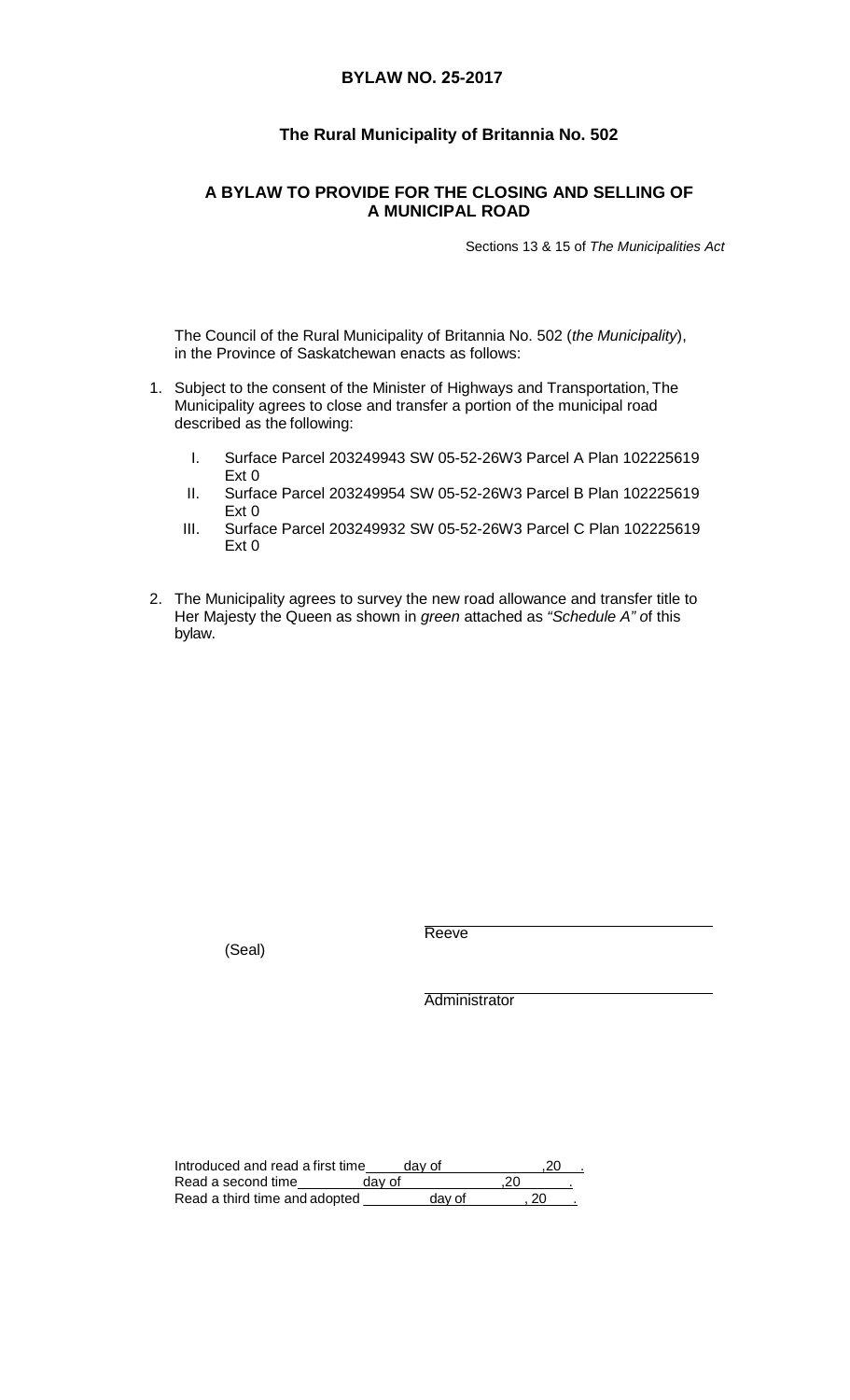# BYLAW NO. 25-2017

## The Rural Municipality of Britannia No. 502

## A BYLAW TO PROVIDE FOR THE CLOSING AND SELLING OF A MUNICIPAL ROAD

Sections 13 & 15 of *The Municipalities Act*

The Council of the Rural Municipality of Britannia No. 502 (*the Municipality*), in the Province of Saskatchewan enacts as follows:

1. Subject to the consent of the Minister of Highways and Transportation, The Municipality agrees to close and transfer a portion of the municipal road described as the following:

   I. Surface Parcel 203249943 SW 05-52-26W3 Parcel A Plan 102225619 Ext 0

   II. Surface Parcel 203249954 SW 05-52-26W3 Parcel B Plan 102225619 Ext 0

   III. Surface Parcel 203249932 SW 05-52-26W3 Parcel C Plan 102225619 Ext 0

2. The Municipality agrees to survey the new road allowance and transfer title to Her Majesty the Queen as shown in *green* attached as *"Schedule A"* of this bylaw.

(Seal)

______________________________
Reeve

______________________________
Administrator

Introduced and read a first time _____ day of ______________ ,20 ___ .
Read a second time _________ day of ______________ ,20 _______ .
Read a third time and adopted _________ day of ________ , 20 ____ .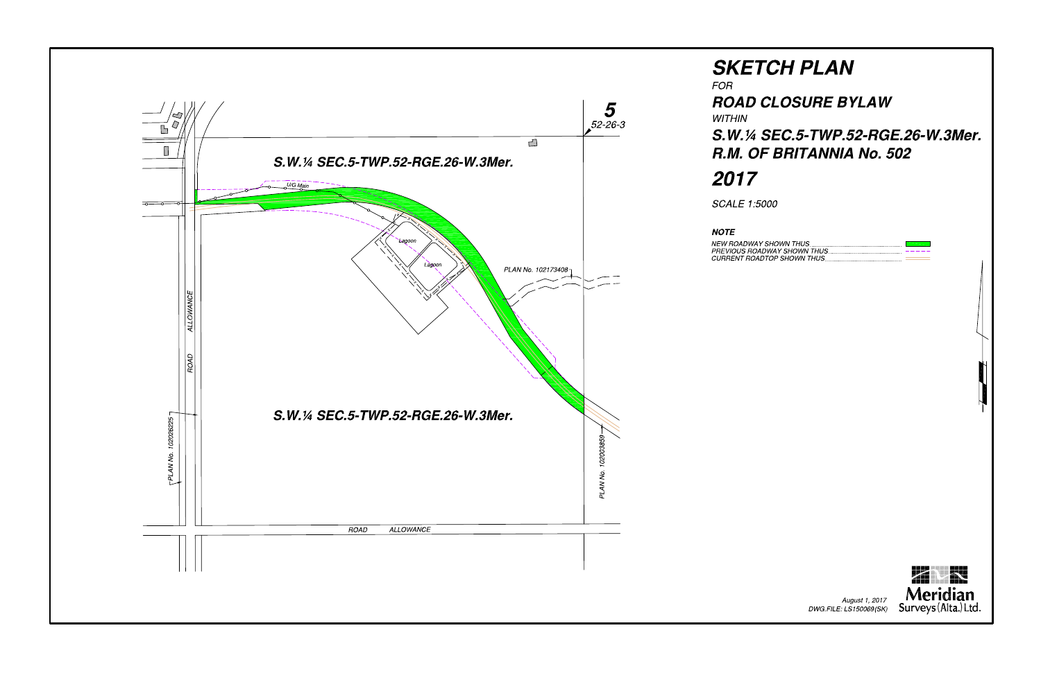# SKETCH PLAN

*FOR*

## ROAD CLOSURE BYLAW

*WITHIN*

## S.W.¼ SEC.5-TWP.52-RGE.26-W.3Mer.
## R.M. OF BRITANNIA No. 502

## 2017

*SCALE 1:5000*

**NOTE**

- NEW ROADWAY SHOWN THUS
- PREVIOUS ROADWAY SHOWN THUS
- CURRENT ROADTOP SHOWN THUS

**5**
52-26-3

S.W.¼ SEC.5-TWP.52-RGE.26-W.3Mer.

S.W.¼ SEC.5-TWP.52-RGE.26-W.3Mer.

U/G Main

Lagoon

Lagoon

PLAN No. 102173408

PLAN No. 102026225

PLAN No. 102003859

ROAD ALLOWANCE

ROAD ALLOWANCE

August 1, 2017
DWG.FILE: LS150069(SK)

Meridian Surveys (Alta.) Ltd.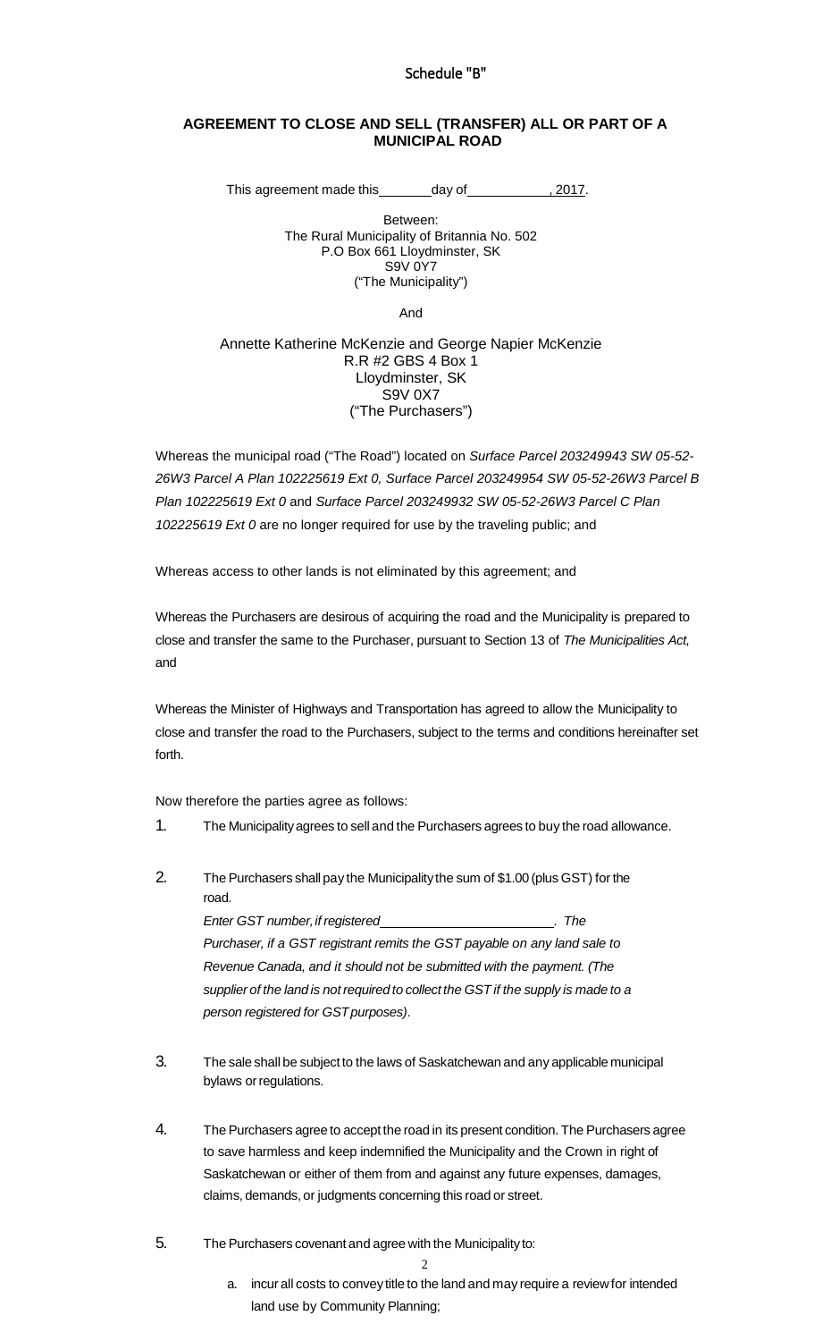Schedule "B"

## AGREEMENT TO CLOSE AND SELL (TRANSFER) ALL OR PART OF A MUNICIPAL ROAD

This agreement made this _______ day of ___________, 2017.

Between:
The Rural Municipality of Britannia No. 502
P.O Box 661 Lloydminster, SK
S9V 0Y7
("The Municipality")

And

Annette Katherine McKenzie and George Napier McKenzie
R.R #2 GBS 4 Box 1
Lloydminster, SK
S9V 0X7
("The Purchasers")

Whereas the municipal road ("The Road") located on *Surface Parcel 203249943 SW 05-52-26W3 Parcel A Plan 102225619 Ext 0, Surface Parcel 203249954 SW 05-52-26W3 Parcel B Plan 102225619 Ext 0* and *Surface Parcel 203249932 SW 05-52-26W3 Parcel C Plan 102225619 Ext 0* are no longer required for use by the traveling public; and

Whereas access to other lands is not eliminated by this agreement; and

Whereas the Purchasers are desirous of acquiring the road and the Municipality is prepared to close and transfer the same to the Purchaser, pursuant to Section 13 of *The Municipalities Act,* and

Whereas the Minister of Highways and Transportation has agreed to allow the Municipality to close and transfer the road to the Purchasers, subject to the terms and conditions hereinafter set forth.

Now therefore the parties agree as follows:

1. The Municipality agrees to sell and the Purchasers agrees to buy the road allowance.

2. The Purchasers shall pay the Municipality the sum of $1.00 (plus GST) for the road.
   *Enter GST number, if registered _______________________. The Purchaser, if a GST registrant remits the GST payable on any land sale to Revenue Canada, and it should not be submitted with the payment. (The supplier of the land is not required to collect the GST if the supply is made to a person registered for GST purposes).*

3. The sale shall be subject to the laws of Saskatchewan and any applicable municipal bylaws or regulations.

4. The Purchasers agree to accept the road in its present condition. The Purchasers agree to save harmless and keep indemnified the Municipality and the Crown in right of Saskatchewan or either of them from and against any future expenses, damages, claims, demands, or judgments concerning this road or street.

5. The Purchasers covenant and agree with the Municipality to:
   a. incur all costs to convey title to the land and may require a review for intended land use by Community Planning;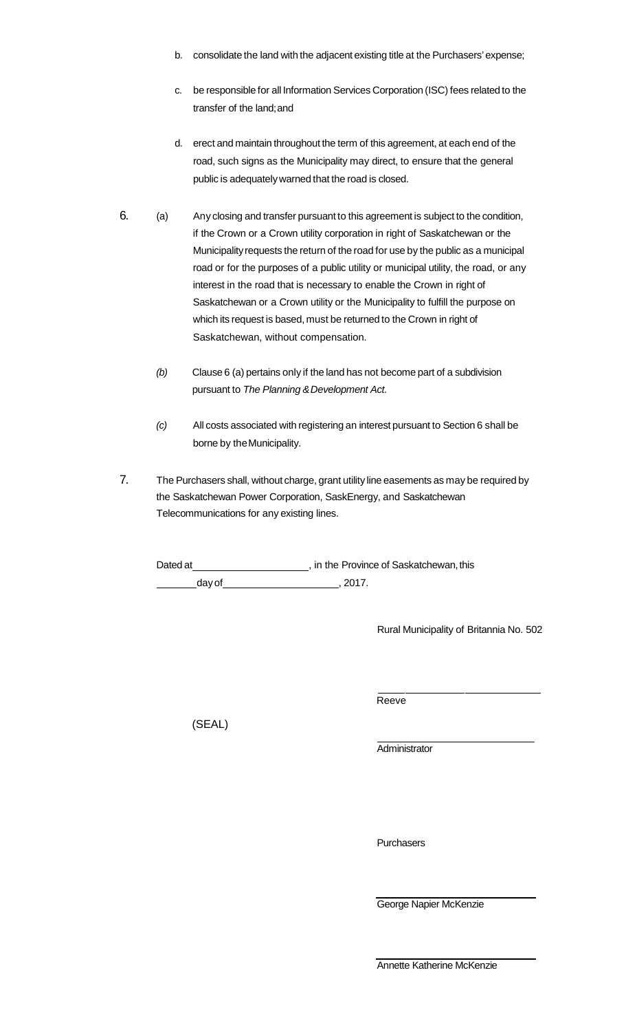b. consolidate the land with the adjacent existing title at the Purchasers' expense;

c. be responsible for all Information Services Corporation (ISC) fees related to the transfer of the land; and

d. erect and maintain throughout the term of this agreement, at each end of the road, such signs as the Municipality may direct, to ensure that the general public is adequately warned that the road is closed.

6. (a) Any closing and transfer pursuant to this agreement is subject to the condition, if the Crown or a Crown utility corporation in right of Saskatchewan or the Municipality requests the return of the road for use by the public as a municipal road or for the purposes of a public utility or municipal utility, the road, or any interest in the road that is necessary to enable the Crown in right of Saskatchewan or a Crown utility or the Municipality to fulfill the purpose on which its request is based, must be returned to the Crown in right of Saskatchewan, without compensation.

*(b)* Clause 6 (a) pertains only if the land has not become part of a subdivision pursuant to *The Planning & Development Act.*

*(c)* All costs associated with registering an interest pursuant to Section 6 shall be borne by the Municipality.

7. The Purchasers shall, without charge, grant utility line easements as may be required by the Saskatchewan Power Corporation, SaskEnergy, and Saskatchewan Telecommunications for any existing lines.

Dated at ____________________, in the Province of Saskatchewan, this ________ day of ____________________, 2017.

Rural Municipality of Britannia No. 502

____________________________
Reeve

(SEAL)

____________________________
Administrator

Purchasers

____________________________
George Napier McKenzie

____________________________
Annette Katherine McKenzie